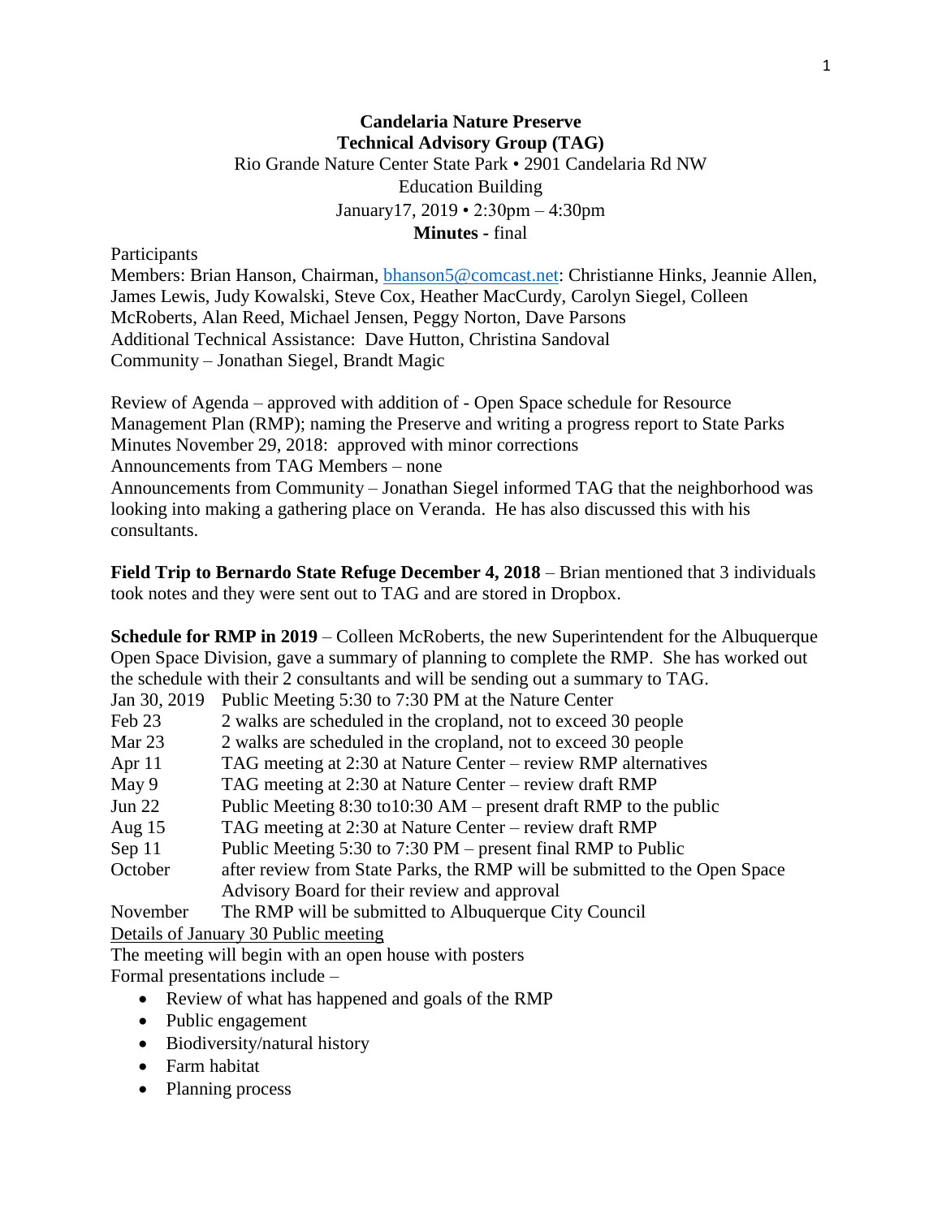**Candelaria Nature Preserve**
**Technical Advisory Group (TAG)**
Rio Grande Nature Center State Park • 2901 Candelaria Rd NW
Education Building
January17, 2019 • 2:30pm – 4:30pm
**Minutes** - final

Participants
Members: Brian Hanson, Chairman, bhanson5@comcast.net: Christianne Hinks, Jeannie Allen, James Lewis, Judy Kowalski, Steve Cox, Heather MacCurdy, Carolyn Siegel, Colleen McRoberts, Alan Reed, Michael Jensen, Peggy Norton, Dave Parsons
Additional Technical Assistance: Dave Hutton, Christina Sandoval
Community – Jonathan Siegel, Brandt Magic

Review of Agenda – approved with addition of - Open Space schedule for Resource Management Plan (RMP); naming the Preserve and writing a progress report to State Parks
Minutes November 29, 2018: approved with minor corrections
Announcements from TAG Members – none
Announcements from Community – Jonathan Siegel informed TAG that the neighborhood was looking into making a gathering place on Veranda. He has also discussed this with his consultants.

**Field Trip to Bernardo State Refuge December 4, 2018** – Brian mentioned that 3 individuals took notes and they were sent out to TAG and are stored in Dropbox.

**Schedule for RMP in 2019** – Colleen McRoberts, the new Superintendent for the Albuquerque Open Space Division, gave a summary of planning to complete the RMP. She has worked out the schedule with their 2 consultants and will be sending out a summary to TAG.

| | |
|---|---|
| Jan 30, 2019 | Public Meeting 5:30 to 7:30 PM at the Nature Center |
| Feb 23 | 2 walks are scheduled in the cropland, not to exceed 30 people |
| Mar 23 | 2 walks are scheduled in the cropland, not to exceed 30 people |
| Apr 11 | TAG meeting at 2:30 at Nature Center – review RMP alternatives |
| May 9 | TAG meeting at 2:30 at Nature Center – review draft RMP |
| Jun 22 | Public Meeting 8:30 to10:30 AM – present draft RMP to the public |
| Aug 15 | TAG meeting at 2:30 at Nature Center – review draft RMP |
| Sep 11 | Public Meeting 5:30 to 7:30 PM – present final RMP to Public |
| October | after review from State Parks, the RMP will be submitted to the Open Space Advisory Board for their review and approval |
| November | The RMP will be submitted to Albuquerque City Council |

Details of January 30 Public meeting
The meeting will begin with an open house with posters
Formal presentations include –

- Review of what has happened and goals of the RMP
- Public engagement
- Biodiversity/natural history
- Farm habitat
- Planning process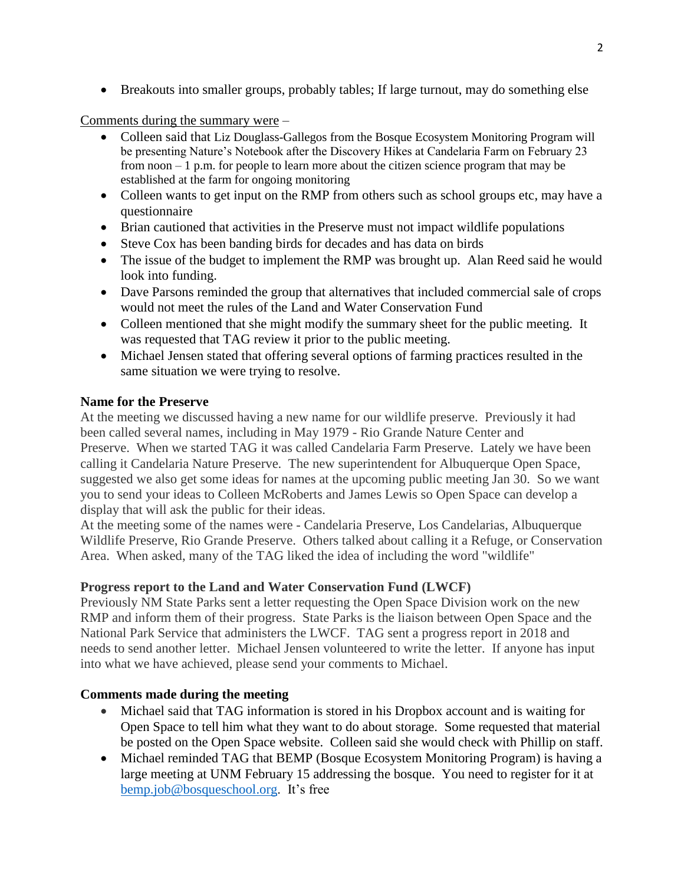- Breakouts into smaller groups, probably tables; If large turnout, may do something else

Comments during the summary were –

- Colleen said that Liz Douglass-Gallegos from the Bosque Ecosystem Monitoring Program will be presenting Nature's Notebook after the Discovery Hikes at Candelaria Farm on February 23 from noon – 1 p.m. for people to learn more about the citizen science program that may be established at the farm for ongoing monitoring
- Colleen wants to get input on the RMP from others such as school groups etc, may have a questionnaire
- Brian cautioned that activities in the Preserve must not impact wildlife populations
- Steve Cox has been banding birds for decades and has data on birds
- The issue of the budget to implement the RMP was brought up. Alan Reed said he would look into funding.
- Dave Parsons reminded the group that alternatives that included commercial sale of crops would not meet the rules of the Land and Water Conservation Fund
- Colleen mentioned that she might modify the summary sheet for the public meeting. It was requested that TAG review it prior to the public meeting.
- Michael Jensen stated that offering several options of farming practices resulted in the same situation we were trying to resolve.

**Name for the Preserve**

At the meeting we discussed having a new name for our wildlife preserve. Previously it had been called several names, including in May 1979 - Rio Grande Nature Center and Preserve. When we started TAG it was called Candelaria Farm Preserve. Lately we have been calling it Candelaria Nature Preserve. The new superintendent for Albuquerque Open Space, suggested we also get some ideas for names at the upcoming public meeting Jan 30. So we want you to send your ideas to Colleen McRoberts and James Lewis so Open Space can develop a display that will ask the public for their ideas.
At the meeting some of the names were - Candelaria Preserve, Los Candelarias, Albuquerque Wildlife Preserve, Rio Grande Preserve. Others talked about calling it a Refuge, or Conservation Area. When asked, many of the TAG liked the idea of including the word "wildlife"

**Progress report to the Land and Water Conservation Fund (LWCF)**

Previously NM State Parks sent a letter requesting the Open Space Division work on the new RMP and inform them of their progress. State Parks is the liaison between Open Space and the National Park Service that administers the LWCF. TAG sent a progress report in 2018 and needs to send another letter. Michael Jensen volunteered to write the letter. If anyone has input into what we have achieved, please send your comments to Michael.

**Comments made during the meeting**

- Michael said that TAG information is stored in his Dropbox account and is waiting for Open Space to tell him what they want to do about storage. Some requested that material be posted on the Open Space website. Colleen said she would check with Phillip on staff.
- Michael reminded TAG that BEMP (Bosque Ecosystem Monitoring Program) is having a large meeting at UNM February 15 addressing the bosque. You need to register for it at bemp.job@bosqueschool.org. It's free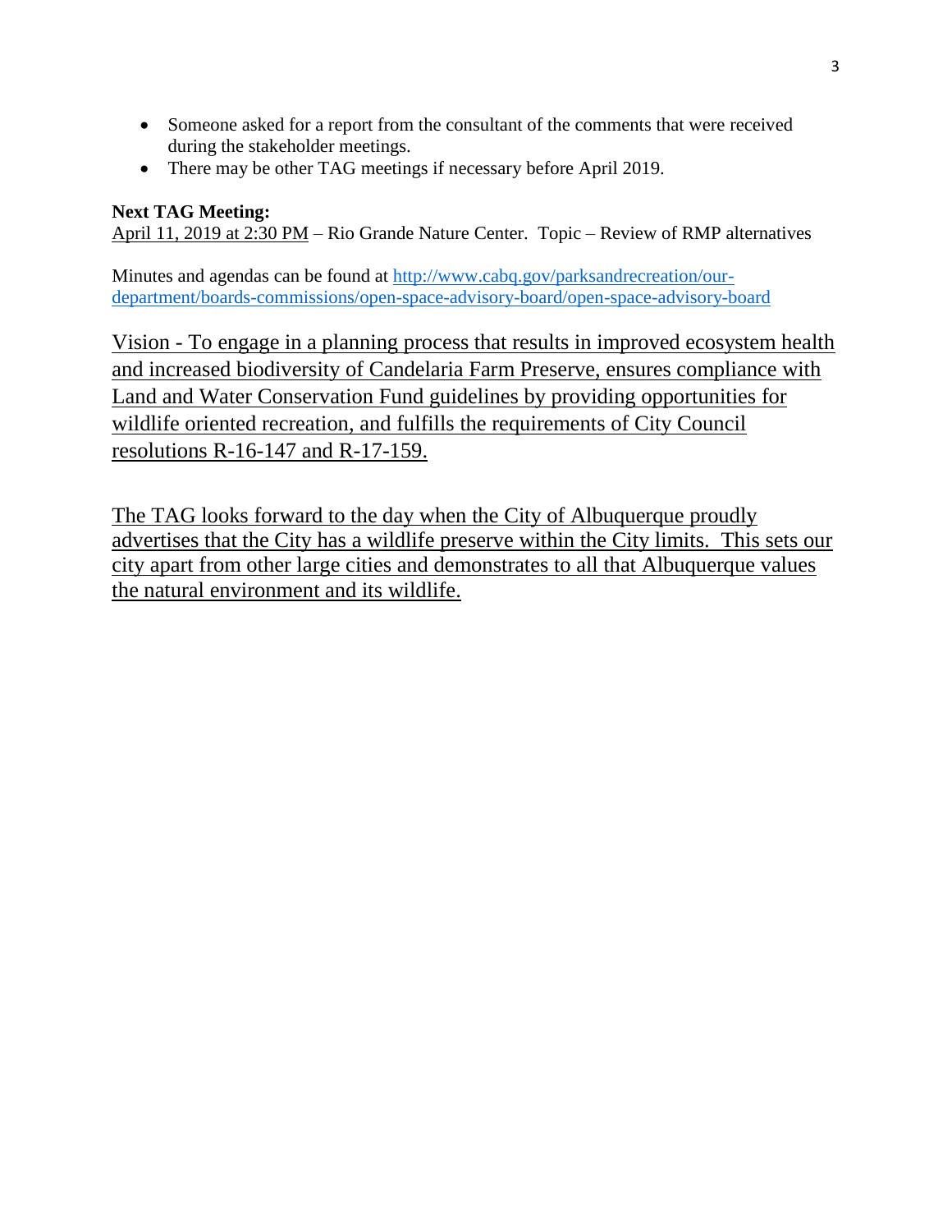- Someone asked for a report from the consultant of the comments that were received during the stakeholder meetings.
- There may be other TAG meetings if necessary before April 2019.

**Next TAG Meeting:**
April 11, 2019 at 2:30 PM – Rio Grande Nature Center. Topic – Review of RMP alternatives

Minutes and agendas can be found at http://www.cabq.gov/parksandrecreation/our-department/boards-commissions/open-space-advisory-board/open-space-advisory-board

Vision - To engage in a planning process that results in improved ecosystem health and increased biodiversity of Candelaria Farm Preserve, ensures compliance with Land and Water Conservation Fund guidelines by providing opportunities for wildlife oriented recreation, and fulfills the requirements of City Council resolutions R-16-147 and R-17-159.

The TAG looks forward to the day when the City of Albuquerque proudly advertises that the City has a wildlife preserve within the City limits. This sets our city apart from other large cities and demonstrates to all that Albuquerque values the natural environment and its wildlife.